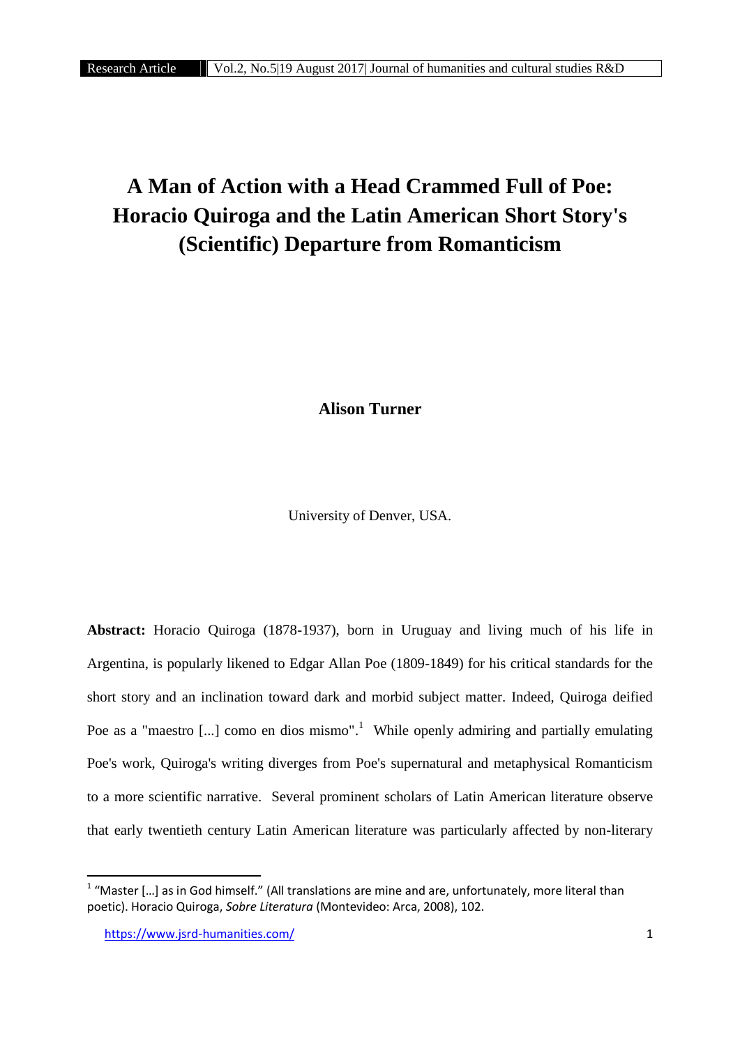# A Man of Action with a Head Crammed Full of Poe: Horacio Quiroga and the Latin American Short Story's (Scientific) Departure from Romanticism

**Alison Turner**

University of Denver, USA.

**Abstract:** Horacio Quiroga (1878-1937), born in Uruguay and living much of his life in Argentina, is popularly likened to Edgar Allan Poe (1809-1849) for his critical standards for the short story and an inclination toward dark and morbid subject matter. Indeed, Quiroga deified Poe as a "maestro [...] como en dios mismo".[1] While openly admiring and partially emulating Poe's work, Quiroga's writing diverges from Poe's supernatural and metaphysical Romanticism to a more scientific narrative. Several prominent scholars of Latin American literature observe that early twentieth century Latin American literature was particularly affected by non-literary

---

[1] "Master […] as in God himself." (All translations are mine and are, unfortunately, more literal than poetic). Horacio Quiroga, *Sobre Literatura* (Montevideo: Arca, 2008), 102.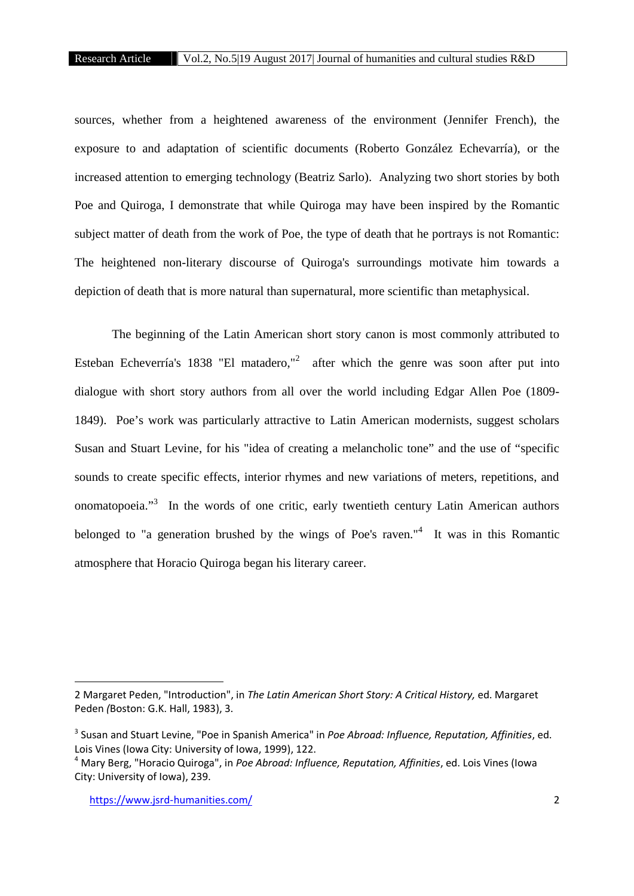sources, whether from a heightened awareness of the environment (Jennifer French), the exposure to and adaptation of scientific documents (Roberto González Echevarría), or the increased attention to emerging technology (Beatriz Sarlo). Analyzing two short stories by both Poe and Quiroga, I demonstrate that while Quiroga may have been inspired by the Romantic subject matter of death from the work of Poe, the type of death that he portrays is not Romantic: The heightened non-literary discourse of Quiroga's surroundings motivate him towards a depiction of death that is more natural than supernatural, more scientific than metaphysical.

The beginning of the Latin American short story canon is most commonly attributed to Esteban Echeverría's 1838 "El matadero,"[2] after which the genre was soon after put into dialogue with short story authors from all over the world including Edgar Allen Poe (1809-1849). Poe's work was particularly attractive to Latin American modernists, suggest scholars Susan and Stuart Levine, for his "idea of creating a melancholic tone" and the use of "specific sounds to create specific effects, interior rhymes and new variations of meters, repetitions, and onomatopoeia."[3] In the words of one critic, early twentieth century Latin American authors belonged to "a generation brushed by the wings of Poe's raven."[4] It was in this Romantic atmosphere that Horacio Quiroga began his literary career.

---

2 Margaret Peden, "Introduction", in *The Latin American Short Story: A Critical History,* ed. Margaret Peden *(*Boston: G.K. Hall, 1983), 3.

[3] Susan and Stuart Levine, "Poe in Spanish America" in *Poe Abroad: Influence, Reputation, Affinities*, ed. Lois Vines (Iowa City: University of Iowa, 1999), 122.

[4] Mary Berg, "Horacio Quiroga", in *Poe Abroad: Influence, Reputation, Affinities*, ed. Lois Vines (Iowa City: University of Iowa), 239.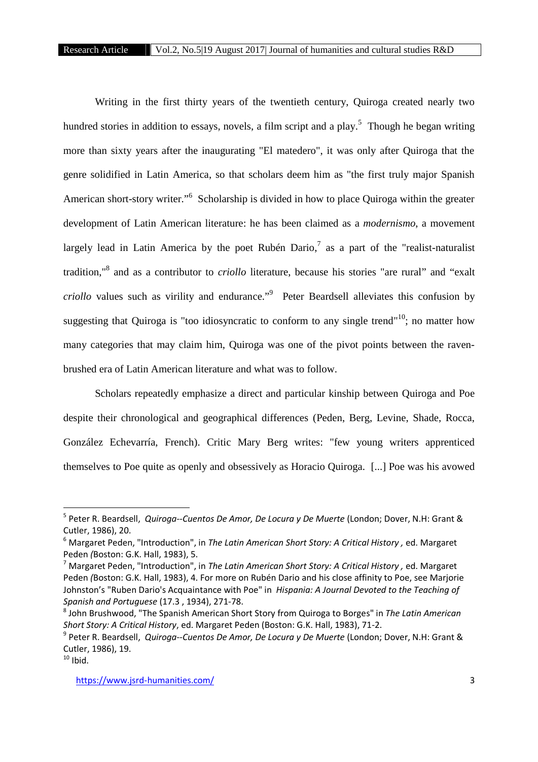Writing in the first thirty years of the twentieth century, Quiroga created nearly two hundred stories in addition to essays, novels, a film script and a play.[5] Though he began writing more than sixty years after the inaugurating "El matedero", it was only after Quiroga that the genre solidified in Latin America, so that scholars deem him as "the first truly major Spanish American short-story writer."[6] Scholarship is divided in how to place Quiroga within the greater development of Latin American literature: he has been claimed as a *modernismo*, a movement largely lead in Latin America by the poet Rubén Dario,[7] as a part of the "realist-naturalist tradition,"[8] and as a contributor to *criollo* literature, because his stories "are rural" and "exalt *criollo* values such as virility and endurance."[9] Peter Beardsell alleviates this confusion by suggesting that Quiroga is "too idiosyncratic to conform to any single trend"[10]; no matter how many categories that may claim him, Quiroga was one of the pivot points between the raven-brushed era of Latin American literature and what was to follow.

Scholars repeatedly emphasize a direct and particular kinship between Quiroga and Poe despite their chronological and geographical differences (Peden, Berg, Levine, Shade, Rocca, González Echevarría, French). Critic Mary Berg writes: "few young writers apprenticed themselves to Poe quite as openly and obsessively as Horacio Quiroga. [...] Poe was his avowed

---

[5] Peter R. Beardsell, *Quiroga--Cuentos De Amor, De Locura y De Muerte* (London; Dover, N.H: Grant & Cutler, 1986), 20.

[6] Margaret Peden, "Introduction", in *The Latin American Short Story: A Critical History*, ed. Margaret Peden (Boston: G.K. Hall, 1983), 5.

[7] Margaret Peden, "Introduction", in *The Latin American Short Story: A Critical History*, ed. Margaret Peden (Boston: G.K. Hall, 1983), 4. For more on Rubén Dario and his close affinity to Poe, see Marjorie Johnston's "Ruben Dario's Acquaintance with Poe" in *Hispania: A Journal Devoted to the Teaching of Spanish and Portuguese* (17.3 , 1934), 271-78.

[8] John Brushwood, "The Spanish American Short Story from Quiroga to Borges" in *The Latin American Short Story: A Critical History*, ed. Margaret Peden (Boston: G.K. Hall, 1983), 71-2.

[9] Peter R. Beardsell, *Quiroga--Cuentos De Amor, De Locura y De Muerte* (London; Dover, N.H: Grant & Cutler, 1986), 19.

[10] Ibid.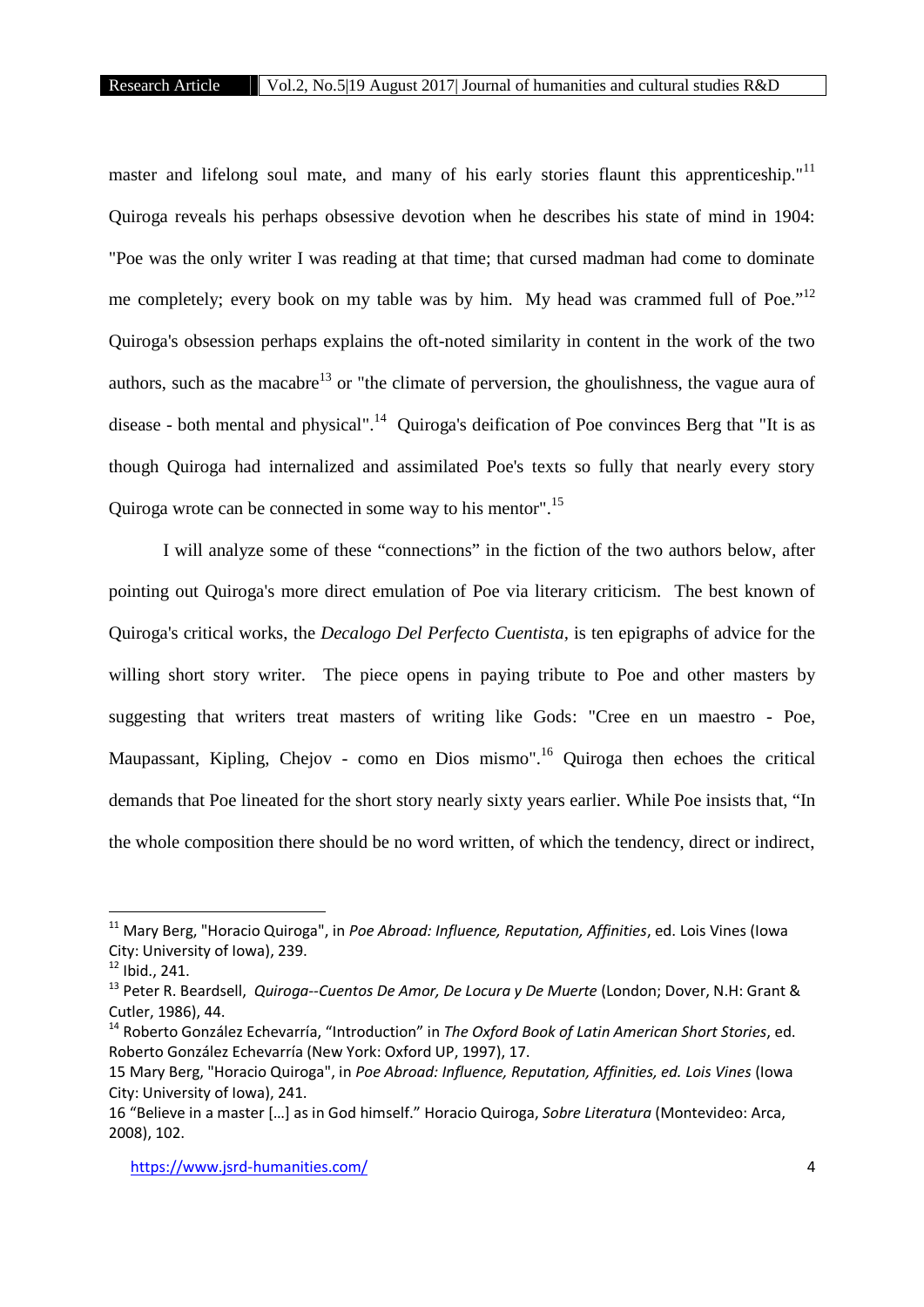master and lifelong soul mate, and many of his early stories flaunt this apprenticeship."[11] Quiroga reveals his perhaps obsessive devotion when he describes his state of mind in 1904: "Poe was the only writer I was reading at that time; that cursed madman had come to dominate me completely; every book on my table was by him. My head was crammed full of Poe."[12] Quiroga's obsession perhaps explains the oft-noted similarity in content in the work of the two authors, such as the macabre[13] or "the climate of perversion, the ghoulishness, the vague aura of disease - both mental and physical".[14] Quiroga's deification of Poe convinces Berg that "It is as though Quiroga had internalized and assimilated Poe's texts so fully that nearly every story Quiroga wrote can be connected in some way to his mentor".[15]

I will analyze some of these "connections" in the fiction of the two authors below, after pointing out Quiroga's more direct emulation of Poe via literary criticism. The best known of Quiroga's critical works, the *Decalogo Del Perfecto Cuentista*, is ten epigraphs of advice for the willing short story writer. The piece opens in paying tribute to Poe and other masters by suggesting that writers treat masters of writing like Gods: "Cree en un maestro - Poe, Maupassant, Kipling, Chejov - como en Dios mismo".[16] Quiroga then echoes the critical demands that Poe lineated for the short story nearly sixty years earlier. While Poe insists that, "In the whole composition there should be no word written, of which the tendency, direct or indirect,

---

[11] Mary Berg, "Horacio Quiroga", in *Poe Abroad: Influence, Reputation, Affinities*, ed. Lois Vines (Iowa City: University of Iowa), 239.

[12] Ibid., 241.

[13] Peter R. Beardsell, *Quiroga--Cuentos De Amor, De Locura y De Muerte* (London; Dover, N.H: Grant & Cutler, 1986), 44.

[14] Roberto González Echevarría, "Introduction" in *The Oxford Book of Latin American Short Stories*, ed. Roberto González Echevarría (New York: Oxford UP, 1997), 17.

15 Mary Berg, "Horacio Quiroga", in *Poe Abroad: Influence, Reputation, Affinities, ed. Lois Vines* (Iowa City: University of Iowa), 241.

16 "Believe in a master […] as in God himself." Horacio Quiroga, *Sobre Literatura* (Montevideo: Arca, 2008), 102.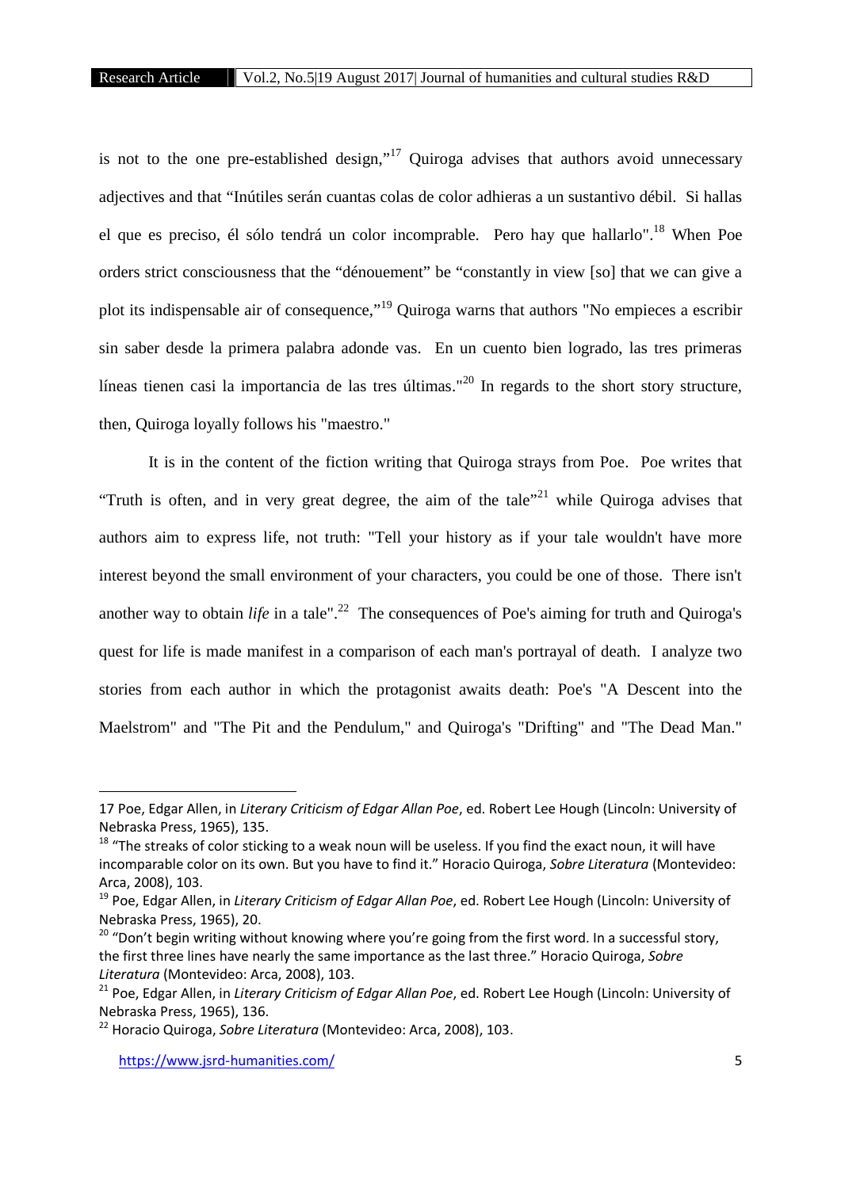is not to the one pre-established design,"[17] Quiroga advises that authors avoid unnecessary adjectives and that "Inútiles serán cuantas colas de color adhieras a un sustantivo débil. Si hallas el que es preciso, él sólo tendrá un color incomparable. Pero hay que hallarlo".[18] When Poe orders strict consciousness that the "dénouement" be "constantly in view [so] that we can give a plot its indispensable air of consequence,"[19] Quiroga warns that authors "No empieces a escribir sin saber desde la primera palabra adonde vas. En un cuento bien logrado, las tres primeras líneas tienen casi la importancia de las tres últimas."[20] In regards to the short story structure, then, Quiroga loyally follows his "maestro."

It is in the content of the fiction writing that Quiroga strays from Poe. Poe writes that "Truth is often, and in very great degree, the aim of the tale"[21] while Quiroga advises that authors aim to express life, not truth: "Tell your history as if your tale wouldn't have more interest beyond the small environment of your characters, you could be one of those. There isn't another way to obtain *life* in a tale".[22] The consequences of Poe's aiming for truth and Quiroga's quest for life is made manifest in a comparison of each man's portrayal of death. I analyze two stories from each author in which the protagonist awaits death: Poe's "A Descent into the Maelstrom" and "The Pit and the Pendulum," and Quiroga's "Drifting" and "The Dead Man."

---

17 Poe, Edgar Allen, in *Literary Criticism of Edgar Allan Poe*, ed. Robert Lee Hough (Lincoln: University of Nebraska Press, 1965), 135.

18 "The streaks of color sticking to a weak noun will be useless. If you find the exact noun, it will have incomparable color on its own. But you have to find it." Horacio Quiroga, *Sobre Literatura* (Montevideo: Arca, 2008), 103.

19 Poe, Edgar Allen, in *Literary Criticism of Edgar Allan Poe*, ed. Robert Lee Hough (Lincoln: University of Nebraska Press, 1965), 20.

20 "Don't begin writing without knowing where you're going from the first word. In a successful story, the first three lines have nearly the same importance as the last three." Horacio Quiroga, *Sobre Literatura* (Montevideo: Arca, 2008), 103.

21 Poe, Edgar Allen, in *Literary Criticism of Edgar Allan Poe*, ed. Robert Lee Hough (Lincoln: University of Nebraska Press, 1965), 136.

22 Horacio Quiroga, *Sobre Literatura* (Montevideo: Arca, 2008), 103.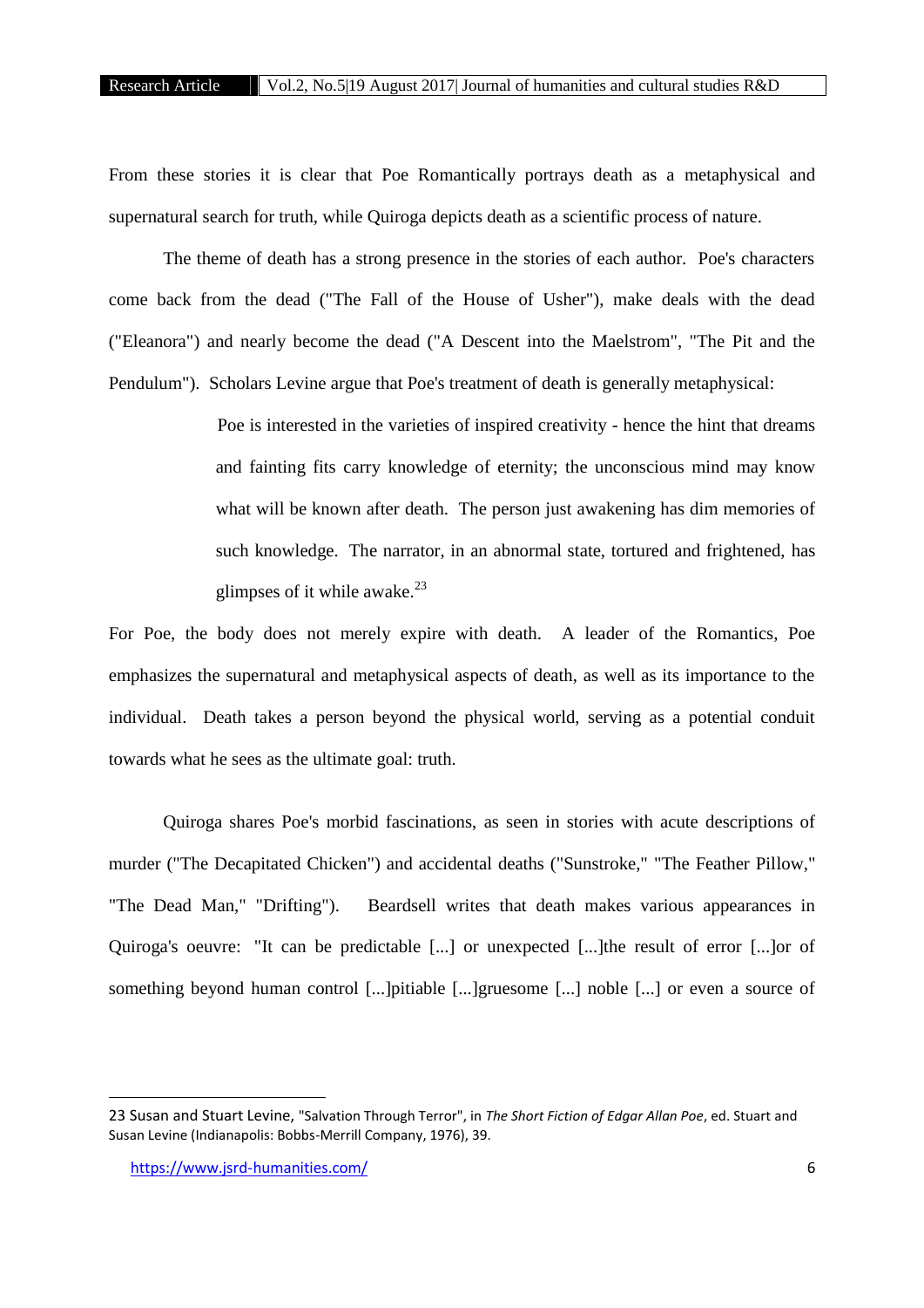From these stories it is clear that Poe Romantically portrays death as a metaphysical and supernatural search for truth, while Quiroga depicts death as a scientific process of nature.

The theme of death has a strong presence in the stories of each author. Poe's characters come back from the dead ("The Fall of the House of Usher"), make deals with the dead ("Eleanora") and nearly become the dead ("A Descent into the Maelstrom", "The Pit and the Pendulum"). Scholars Levine argue that Poe's treatment of death is generally metaphysical:

> Poe is interested in the varieties of inspired creativity - hence the hint that dreams and fainting fits carry knowledge of eternity; the unconscious mind may know what will be known after death. The person just awakening has dim memories of such knowledge. The narrator, in an abnormal state, tortured and frightened, has glimpses of it while awake.[23]

For Poe, the body does not merely expire with death. A leader of the Romantics, Poe emphasizes the supernatural and metaphysical aspects of death, as well as its importance to the individual. Death takes a person beyond the physical world, serving as a potential conduit towards what he sees as the ultimate goal: truth.

Quiroga shares Poe's morbid fascinations, as seen in stories with acute descriptions of murder ("The Decapitated Chicken") and accidental deaths ("Sunstroke," "The Feather Pillow," "The Dead Man," "Drifting"). Beardsell writes that death makes various appearances in Quiroga's oeuvre: "It can be predictable [...] or unexpected [...]the result of error [...]or of something beyond human control [...]pitiable [...]gruesome [...] noble [...] or even a source of

---

23 Susan and Stuart Levine, "Salvation Through Terror", in *The Short Fiction of Edgar Allan Poe*, ed. Stuart and Susan Levine (Indianapolis: Bobbs-Merrill Company, 1976), 39.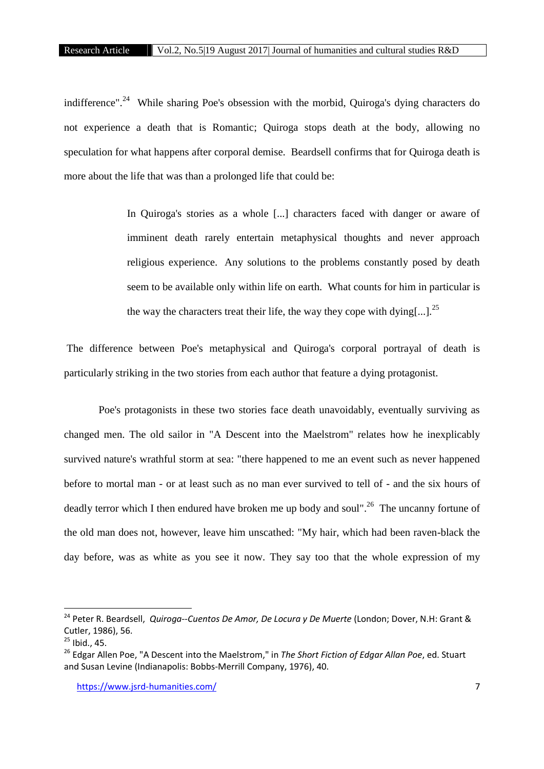indifference".[24] While sharing Poe's obsession with the morbid, Quiroga's dying characters do not experience a death that is Romantic; Quiroga stops death at the body, allowing no speculation for what happens after corporal demise. Beardsell confirms that for Quiroga death is more about the life that was than a prolonged life that could be:

> In Quiroga's stories as a whole [...] characters faced with danger or aware of imminent death rarely entertain metaphysical thoughts and never approach religious experience. Any solutions to the problems constantly posed by death seem to be available only within life on earth. What counts for him in particular is the way the characters treat their life, the way they cope with dying[...].[25]

The difference between Poe's metaphysical and Quiroga's corporal portrayal of death is particularly striking in the two stories from each author that feature a dying protagonist.

Poe's protagonists in these two stories face death unavoidably, eventually surviving as changed men. The old sailor in "A Descent into the Maelstrom" relates how he inexplicably survived nature's wrathful storm at sea: "there happened to me an event such as never happened before to mortal man - or at least such as no man ever survived to tell of - and the six hours of deadly terror which I then endured have broken me up body and soul".[26] The uncanny fortune of the old man does not, however, leave him unscathed: "My hair, which had been raven-black the day before, was as white as you see it now. They say too that the whole expression of my

---

[24] Peter R. Beardsell, *Quiroga--Cuentos De Amor, De Locura y De Muerte* (London; Dover, N.H: Grant & Cutler, 1986), 56.

[25] Ibid., 45.

[26] Edgar Allen Poe, "A Descent into the Maelstrom," in *The Short Fiction of Edgar Allan Poe*, ed. Stuart and Susan Levine (Indianapolis: Bobbs-Merrill Company, 1976), 40.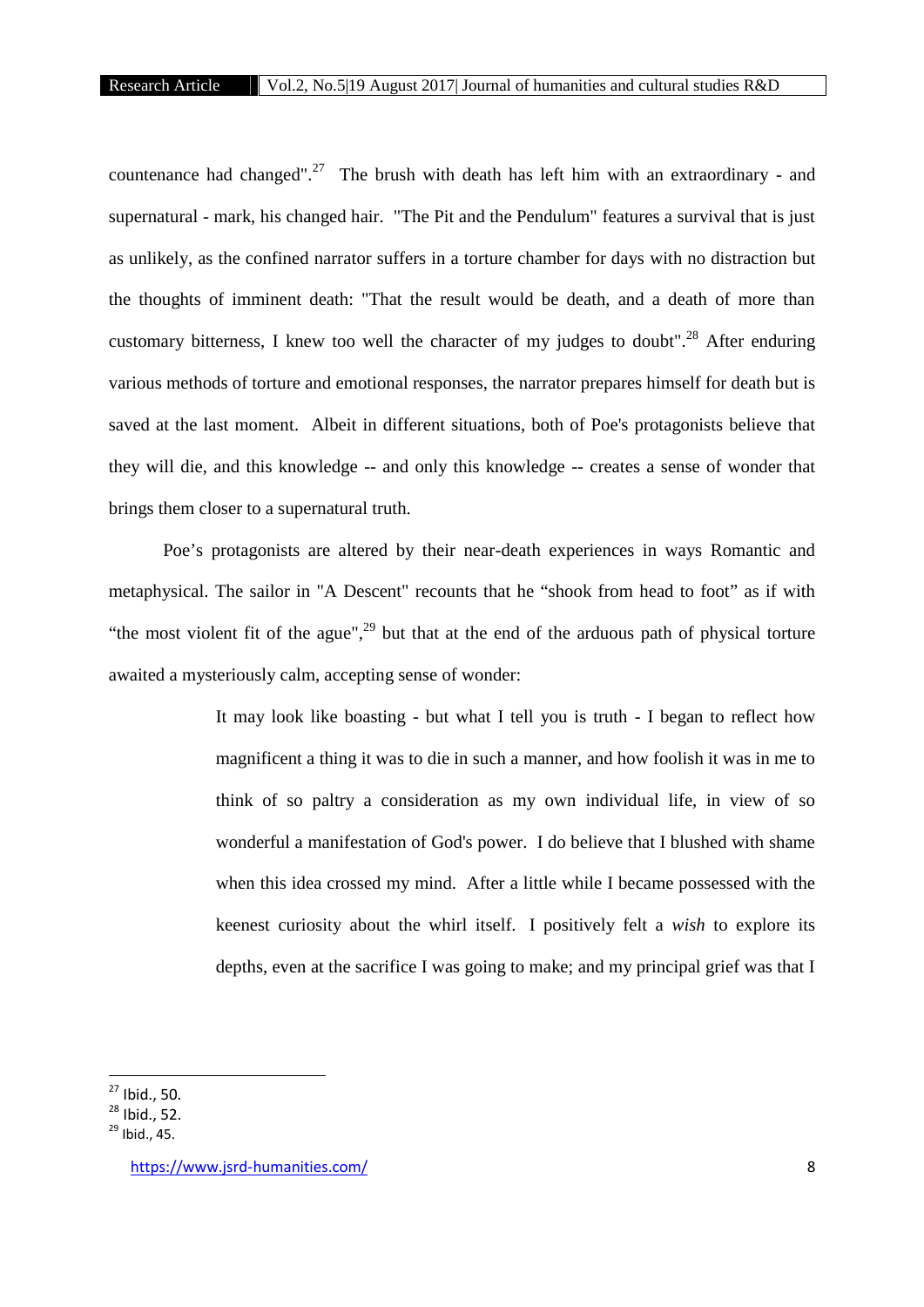countenance had changed".[27] The brush with death has left him with an extraordinary - and supernatural - mark, his changed hair. "The Pit and the Pendulum" features a survival that is just as unlikely, as the confined narrator suffers in a torture chamber for days with no distraction but the thoughts of imminent death: "That the result would be death, and a death of more than customary bitterness, I knew too well the character of my judges to doubt".[28] After enduring various methods of torture and emotional responses, the narrator prepares himself for death but is saved at the last moment. Albeit in different situations, both of Poe's protagonists believe that they will die, and this knowledge -- and only this knowledge -- creates a sense of wonder that brings them closer to a supernatural truth.

Poe's protagonists are altered by their near-death experiences in ways Romantic and metaphysical. The sailor in "A Descent" recounts that he "shook from head to foot" as if with "the most violent fit of the ague",[29] but that at the end of the arduous path of physical torture awaited a mysteriously calm, accepting sense of wonder:

> It may look like boasting - but what I tell you is truth - I began to reflect how magnificent a thing it was to die in such a manner, and how foolish it was in me to think of so paltry a consideration as my own individual life, in view of so wonderful a manifestation of God's power. I do believe that I blushed with shame when this idea crossed my mind. After a little while I became possessed with the keenest curiosity about the whirl itself. I positively felt a *wish* to explore its depths, even at the sacrifice I was going to make; and my principal grief was that I

[27] Ibid., 50.

[28] Ibid., 52.

[29] Ibid., 45.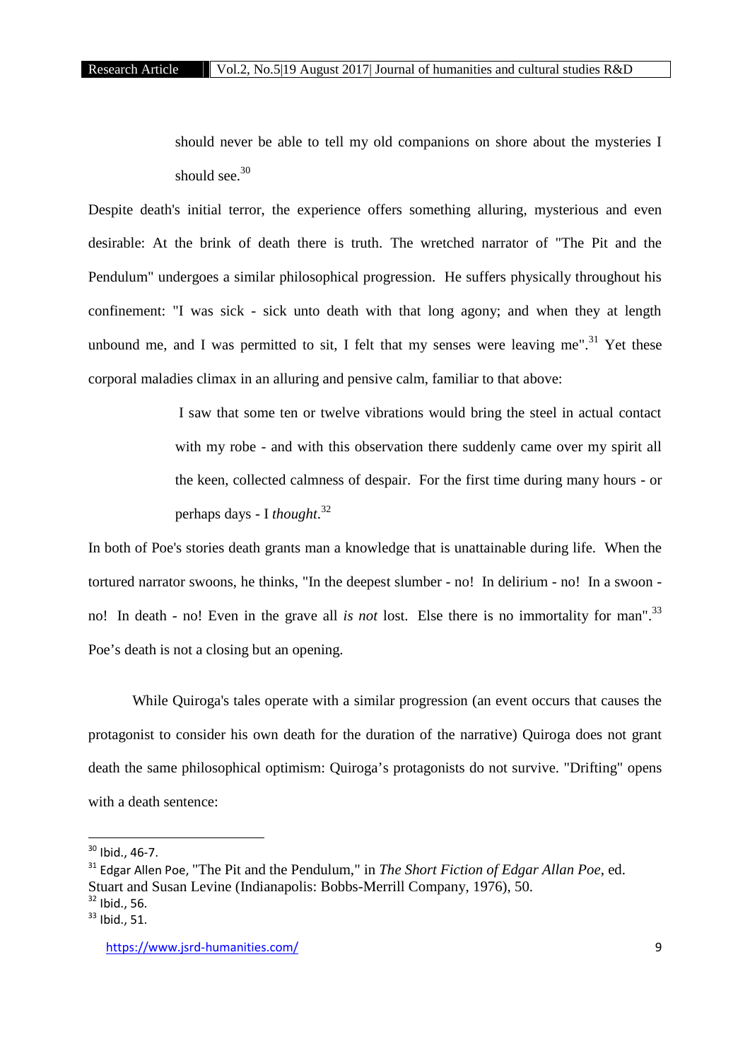> should never be able to tell my old companions on shore about the mysteries I should see.[30]

Despite death's initial terror, the experience offers something alluring, mysterious and even desirable: At the brink of death there is truth. The wretched narrator of "The Pit and the Pendulum" undergoes a similar philosophical progression. He suffers physically throughout his confinement: "I was sick - sick unto death with that long agony; and when they at length unbound me, and I was permitted to sit, I felt that my senses were leaving me".[31] Yet these corporal maladies climax in an alluring and pensive calm, familiar to that above:

> I saw that some ten or twelve vibrations would bring the steel in actual contact with my robe - and with this observation there suddenly came over my spirit all the keen, collected calmness of despair. For the first time during many hours - or perhaps days - I *thought*.[32]

In both of Poe's stories death grants man a knowledge that is unattainable during life. When the tortured narrator swoons, he thinks, "In the deepest slumber - no! In delirium - no! In a swoon - no! In death - no! Even in the grave all *is not* lost. Else there is no immortality for man".[33] Poe's death is not a closing but an opening.

While Quiroga's tales operate with a similar progression (an event occurs that causes the protagonist to consider his own death for the duration of the narrative) Quiroga does not grant death the same philosophical optimism: Quiroga's protagonists do not survive. "Drifting" opens with a death sentence:

---

[30] Ibid., 46-7.

[31] Edgar Allen Poe, "The Pit and the Pendulum," in *The Short Fiction of Edgar Allan Poe*, ed. Stuart and Susan Levine (Indianapolis: Bobbs-Merrill Company, 1976), 50.

[32] Ibid., 56.

[33] Ibid., 51.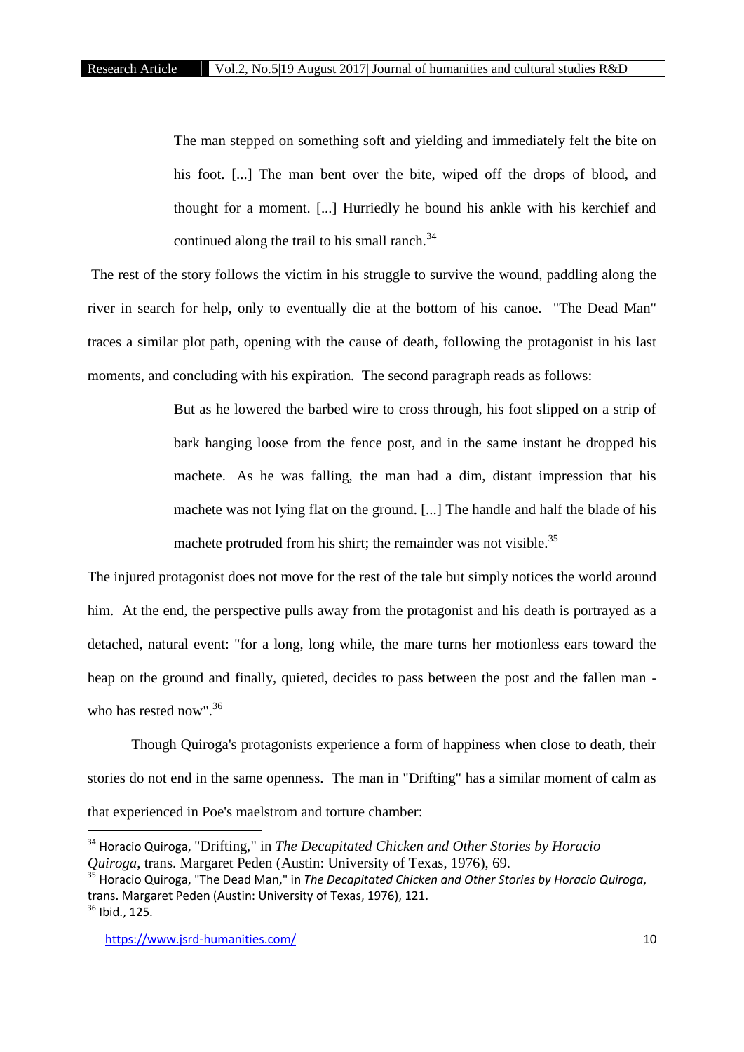> The man stepped on something soft and yielding and immediately felt the bite on his foot. [...] The man bent over the bite, wiped off the drops of blood, and thought for a moment. [...] Hurriedly he bound his ankle with his kerchief and continued along the trail to his small ranch.[34]

The rest of the story follows the victim in his struggle to survive the wound, paddling along the river in search for help, only to eventually die at the bottom of his canoe. "The Dead Man" traces a similar plot path, opening with the cause of death, following the protagonist in his last moments, and concluding with his expiration. The second paragraph reads as follows:

> But as he lowered the barbed wire to cross through, his foot slipped on a strip of bark hanging loose from the fence post, and in the same instant he dropped his machete. As he was falling, the man had a dim, distant impression that his machete was not lying flat on the ground. [...] The handle and half the blade of his machete protruded from his shirt; the remainder was not visible.[35]

The injured protagonist does not move for the rest of the tale but simply notices the world around him. At the end, the perspective pulls away from the protagonist and his death is portrayed as a detached, natural event: "for a long, long while, the mare turns her motionless ears toward the heap on the ground and finally, quieted, decides to pass between the post and the fallen man - who has rested now".[36]

Though Quiroga's protagonists experience a form of happiness when close to death, their stories do not end in the same openness. The man in "Drifting" has a similar moment of calm as that experienced in Poe's maelstrom and torture chamber:

---

[34] Horacio Quiroga, "Drifting," in *The Decapitated Chicken and Other Stories by Horacio Quiroga*, trans. Margaret Peden (Austin: University of Texas, 1976), 69.

[35] Horacio Quiroga, "The Dead Man," in *The Decapitated Chicken and Other Stories by Horacio Quiroga*, trans. Margaret Peden (Austin: University of Texas, 1976), 121.

[36] Ibid., 125.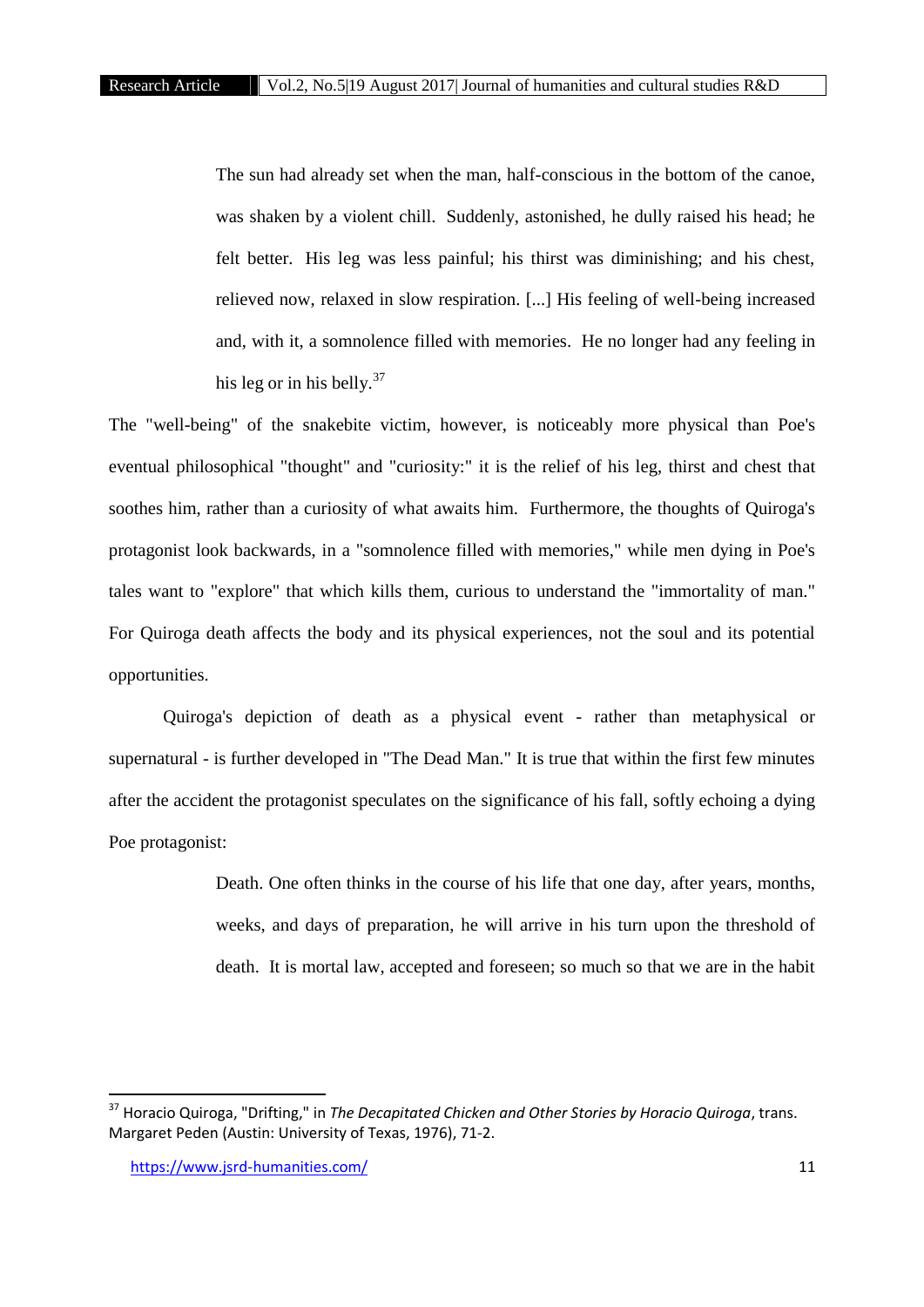> The sun had already set when the man, half-conscious in the bottom of the canoe, was shaken by a violent chill. Suddenly, astonished, he dully raised his head; he felt better. His leg was less painful; his thirst was diminishing; and his chest, relieved now, relaxed in slow respiration. [...] His feeling of well-being increased and, with it, a somnolence filled with memories. He no longer had any feeling in his leg or in his belly.[37]

The "well-being" of the snakebite victim, however, is noticeably more physical than Poe's eventual philosophical "thought" and "curiosity:" it is the relief of his leg, thirst and chest that soothes him, rather than a curiosity of what awaits him. Furthermore, the thoughts of Quiroga's protagonist look backwards, in a "somnolence filled with memories," while men dying in Poe's tales want to "explore" that which kills them, curious to understand the "immortality of man." For Quiroga death affects the body and its physical experiences, not the soul and its potential opportunities.

Quiroga's depiction of death as a physical event - rather than metaphysical or supernatural - is further developed in "The Dead Man." It is true that within the first few minutes after the accident the protagonist speculates on the significance of his fall, softly echoing a dying Poe protagonist:

> Death. One often thinks in the course of his life that one day, after years, months, weeks, and days of preparation, he will arrive in his turn upon the threshold of death. It is mortal law, accepted and foreseen; so much so that we are in the habit

---

[37] Horacio Quiroga, "Drifting," in *The Decapitated Chicken and Other Stories by Horacio Quiroga*, trans. Margaret Peden (Austin: University of Texas, 1976), 71-2.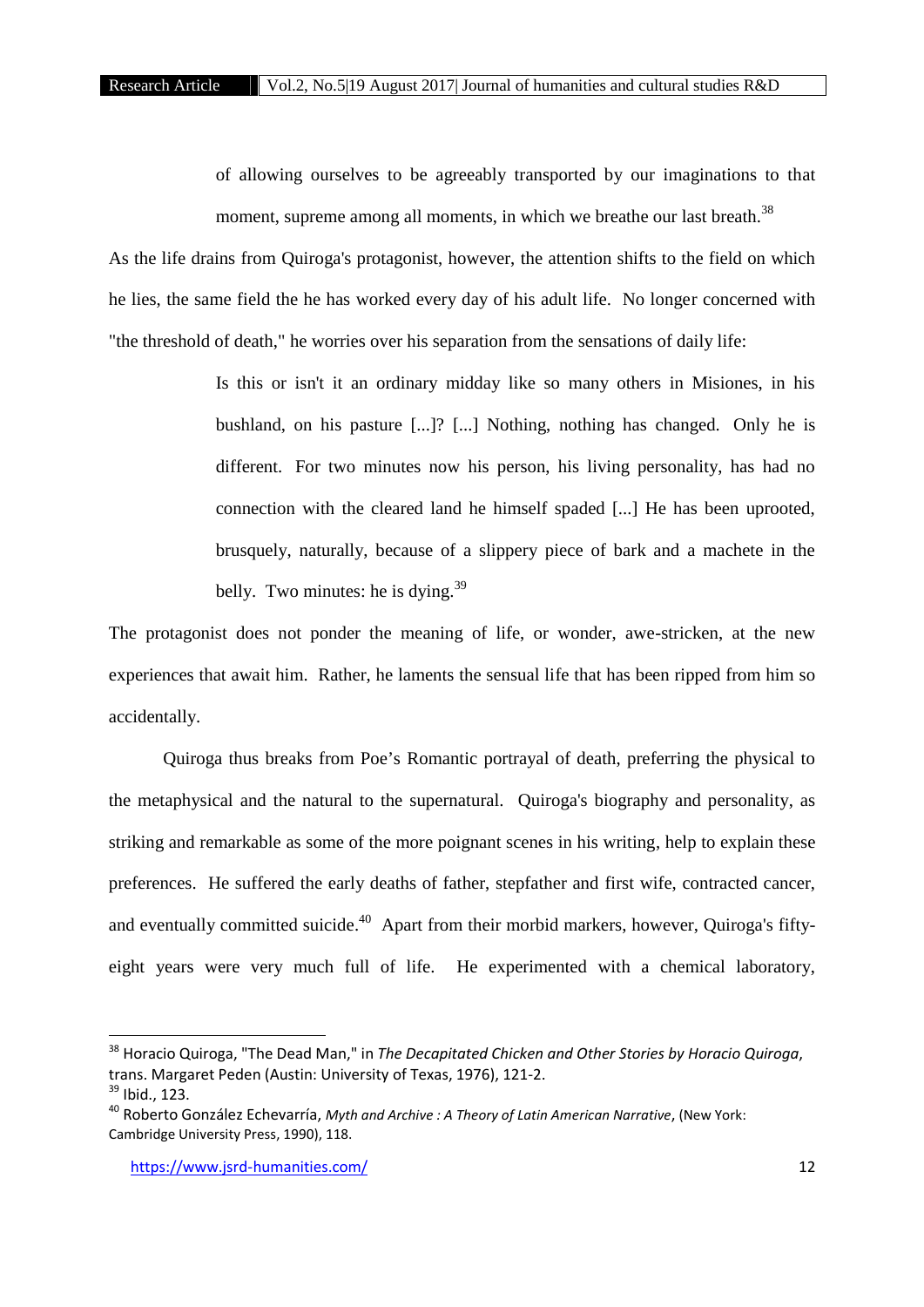> of allowing ourselves to be agreeably transported by our imaginations to that moment, supreme among all moments, in which we breathe our last breath.[38]

As the life drains from Quiroga's protagonist, however, the attention shifts to the field on which he lies, the same field the he has worked every day of his adult life. No longer concerned with "the threshold of death," he worries over his separation from the sensations of daily life:

> Is this or isn't it an ordinary midday like so many others in Misiones, in his bushland, on his pasture [...]? [...] Nothing, nothing has changed. Only he is different. For two minutes now his person, his living personality, has had no connection with the cleared land he himself spaded [...] He has been uprooted, brusquely, naturally, because of a slippery piece of bark and a machete in the belly. Two minutes: he is dying.[39]

The protagonist does not ponder the meaning of life, or wonder, awe-stricken, at the new experiences that await him. Rather, he laments the sensual life that has been ripped from him so accidentally.

Quiroga thus breaks from Poe's Romantic portrayal of death, preferring the physical to the metaphysical and the natural to the supernatural. Quiroga's biography and personality, as striking and remarkable as some of the more poignant scenes in his writing, help to explain these preferences. He suffered the early deaths of father, stepfather and first wife, contracted cancer, and eventually committed suicide.[40] Apart from their morbid markers, however, Quiroga's fifty-eight years were very much full of life. He experimented with a chemical laboratory,

---

[38] Horacio Quiroga, "The Dead Man," in *The Decapitated Chicken and Other Stories by Horacio Quiroga*, trans. Margaret Peden (Austin: University of Texas, 1976), 121-2.

[39] Ibid., 123.

[40] Roberto González Echevarría, *Myth and Archive : A Theory of Latin American Narrative*, (New York: Cambridge University Press, 1990), 118.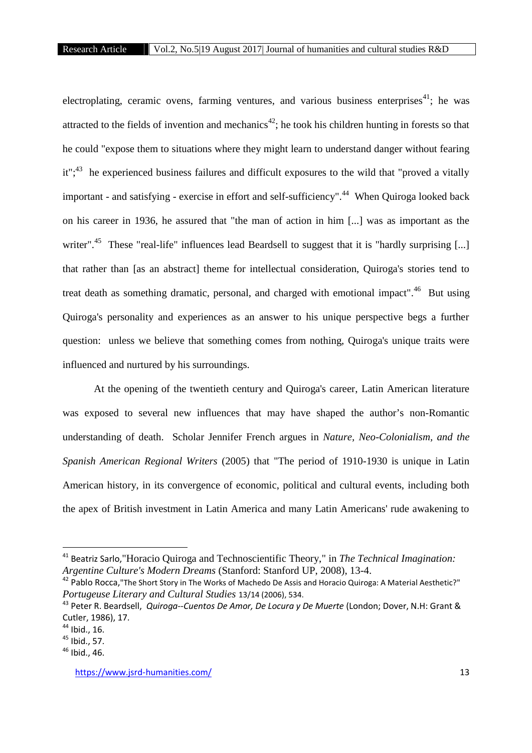electroplating, ceramic ovens, farming ventures, and various business enterprises[41]; he was attracted to the fields of invention and mechanics[42]; he took his children hunting in forests so that he could "expose them to situations where they might learn to understand danger without fearing it";[43] he experienced business failures and difficult exposures to the wild that "proved a vitally important - and satisfying - exercise in effort and self-sufficiency".[44] When Quiroga looked back on his career in 1936, he assured that "the man of action in him [...] was as important as the writer".[45] These "real-life" influences lead Beardsell to suggest that it is "hardly surprising [...] that rather than [as an abstract] theme for intellectual consideration, Quiroga's stories tend to treat death as something dramatic, personal, and charged with emotional impact".[46] But using Quiroga's personality and experiences as an answer to his unique perspective begs a further question: unless we believe that something comes from nothing, Quiroga's unique traits were influenced and nurtured by his surroundings.

At the opening of the twentieth century and Quiroga's career, Latin American literature was exposed to several new influences that may have shaped the author's non-Romantic understanding of death. Scholar Jennifer French argues in *Nature, Neo-Colonialism, and the Spanish American Regional Writers* (2005) that "The period of 1910-1930 is unique in Latin American history, in its convergence of economic, political and cultural events, including both the apex of British investment in Latin America and many Latin Americans' rude awakening to

---

[41] Beatriz Sarlo,"Horacio Quiroga and Technoscientific Theory," in *The Technical Imagination: Argentine Culture's Modern Dreams* (Stanford: Stanford UP, 2008), 13-4.

[42] Pablo Rocca,"The Short Story in The Works of Machedo De Assis and Horacio Quiroga: A Material Aesthetic?" *Portugeuse Literary and Cultural Studies* 13/14 (2006), 534.

[43] Peter R. Beardsell, *Quiroga--Cuentos De Amor, De Locura y De Muerte* (London; Dover, N.H: Grant & Cutler, 1986), 17.

[44] Ibid., 16.

[45] Ibid., 57.

[46] Ibid., 46.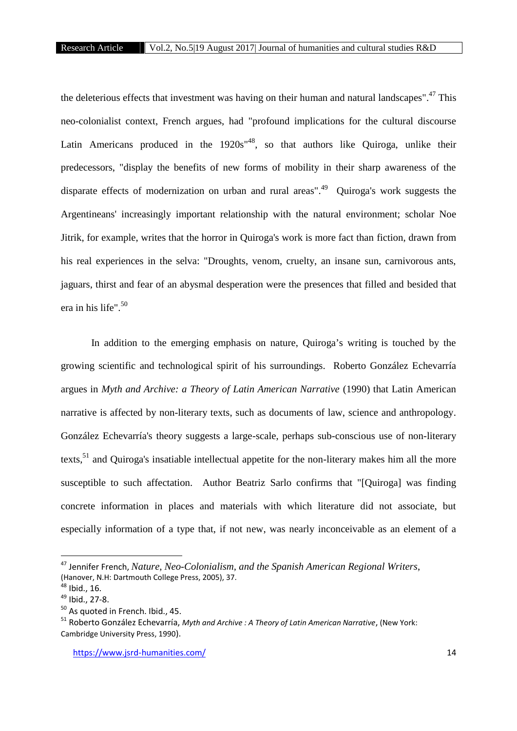the deleterious effects that investment was having on their human and natural landscapes".[47] This neo-colonialist context, French argues, had "profound implications for the cultural discourse Latin Americans produced in the 1920s"[48], so that authors like Quiroga, unlike their predecessors, "display the benefits of new forms of mobility in their sharp awareness of the disparate effects of modernization on urban and rural areas".[49] Quiroga's work suggests the Argentineans' increasingly important relationship with the natural environment; scholar Noe Jitrik, for example, writes that the horror in Quiroga's work is more fact than fiction, drawn from his real experiences in the selva: "Droughts, venom, cruelty, an insane sun, carnivorous ants, jaguars, thirst and fear of an abysmal desperation were the presences that filled and besided that era in his life".[50]

In addition to the emerging emphasis on nature, Quiroga's writing is touched by the growing scientific and technological spirit of his surroundings. Roberto González Echevarría argues in *Myth and Archive: a Theory of Latin American Narrative* (1990) that Latin American narrative is affected by non-literary texts, such as documents of law, science and anthropology. González Echevarría's theory suggests a large-scale, perhaps sub-conscious use of non-literary texts,[51] and Quiroga's insatiable intellectual appetite for the non-literary makes him all the more susceptible to such affectation. Author Beatriz Sarlo confirms that "[Quiroga] was finding concrete information in places and materials with which literature did not associate, but especially information of a type that, if not new, was nearly inconceivable as an element of a

---

[47] Jennifer French, *Nature, Neo-Colonialism, and the Spanish American Regional Writers*, (Hanover, N.H: Dartmouth College Press, 2005), 37.

[48] Ibid., 16.

[49] Ibid., 27-8.

[50] As quoted in French. Ibid., 45.

[51] Roberto González Echevarría, *Myth and Archive : A Theory of Latin American Narrative*, (New York: Cambridge University Press, 1990).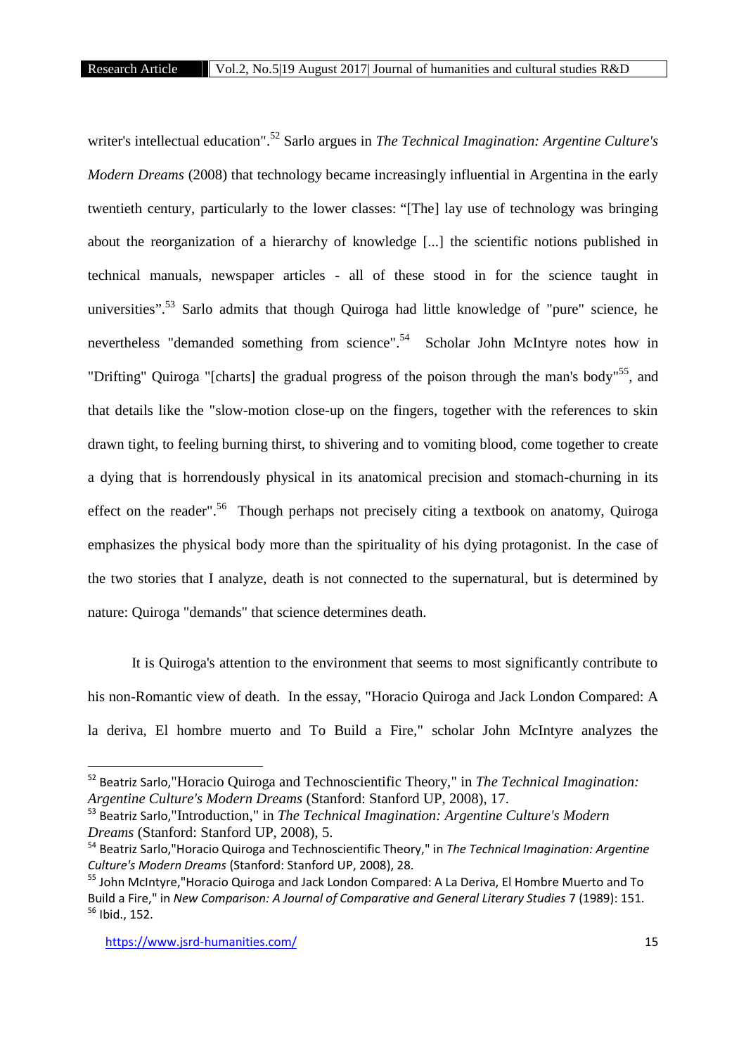writer's intellectual education".[52] Sarlo argues in *The Technical Imagination: Argentine Culture's Modern Dreams* (2008) that technology became increasingly influential in Argentina in the early twentieth century, particularly to the lower classes: "[The] lay use of technology was bringing about the reorganization of a hierarchy of knowledge [...] the scientific notions published in technical manuals, newspaper articles - all of these stood in for the science taught in universities".[53] Sarlo admits that though Quiroga had little knowledge of "pure" science, he nevertheless "demanded something from science".[54] Scholar John McIntyre notes how in "Drifting" Quiroga "[charts] the gradual progress of the poison through the man's body"[55], and that details like the "slow-motion close-up on the fingers, together with the references to skin drawn tight, to feeling burning thirst, to shivering and to vomiting blood, come together to create a dying that is horrendously physical in its anatomical precision and stomach-churning in its effect on the reader".[56] Though perhaps not precisely citing a textbook on anatomy, Quiroga emphasizes the physical body more than the spirituality of his dying protagonist. In the case of the two stories that I analyze, death is not connected to the supernatural, but is determined by nature: Quiroga "demands" that science determines death.

It is Quiroga's attention to the environment that seems to most significantly contribute to his non-Romantic view of death. In the essay, "Horacio Quiroga and Jack London Compared: A la deriva, El hombre muerto and To Build a Fire," scholar John McIntyre analyzes the

---

[52] Beatriz Sarlo,"Horacio Quiroga and Technoscientific Theory," in *The Technical Imagination: Argentine Culture's Modern Dreams* (Stanford: Stanford UP, 2008), 17.

[53] Beatriz Sarlo,"Introduction," in *The Technical Imagination: Argentine Culture's Modern Dreams* (Stanford: Stanford UP, 2008), 5.

[54] Beatriz Sarlo,"Horacio Quiroga and Technoscientific Theory," in *The Technical Imagination: Argentine Culture's Modern Dreams* (Stanford: Stanford UP, 2008), 28.

[55] John McIntyre,"Horacio Quiroga and Jack London Compared: A La Deriva, El Hombre Muerto and To Build a Fire," in *New Comparison: A Journal of Comparative and General Literary Studies* 7 (1989): 151.

[56] Ibid., 152.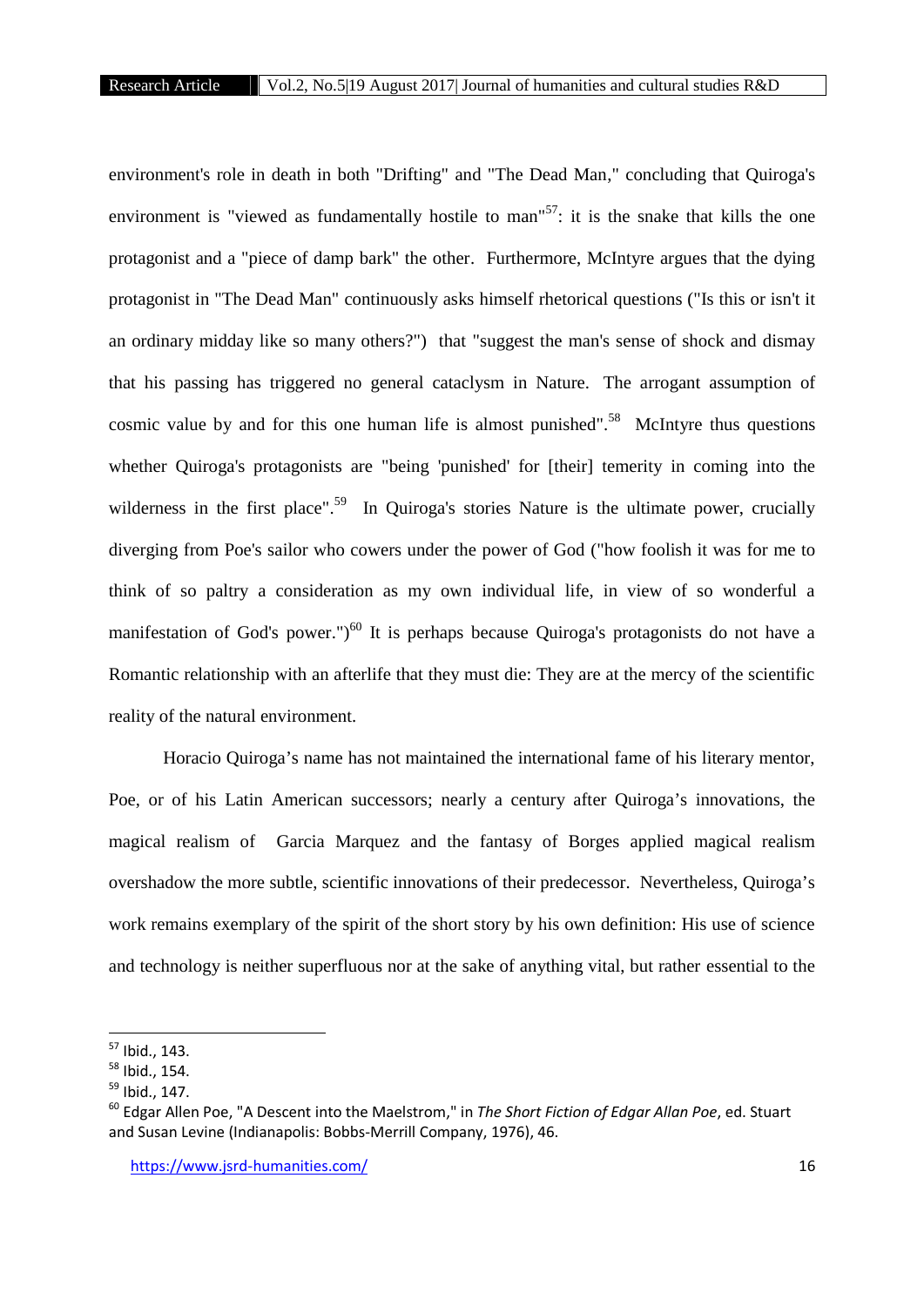environment's role in death in both "Drifting" and "The Dead Man," concluding that Quiroga's environment is "viewed as fundamentally hostile to man"[57]: it is the snake that kills the one protagonist and a "piece of damp bark" the other. Furthermore, McIntyre argues that the dying protagonist in "The Dead Man" continuously asks himself rhetorical questions ("Is this or isn't it an ordinary midday like so many others?") that "suggest the man's sense of shock and dismay that his passing has triggered no general cataclysm in Nature. The arrogant assumption of cosmic value by and for this one human life is almost punished".[58] McIntyre thus questions whether Quiroga's protagonists are "being 'punished' for [their] temerity in coming into the wilderness in the first place".[59] In Quiroga's stories Nature is the ultimate power, crucially diverging from Poe's sailor who cowers under the power of God ("how foolish it was for me to think of so paltry a consideration as my own individual life, in view of so wonderful a manifestation of God's power.")[60] It is perhaps because Quiroga's protagonists do not have a Romantic relationship with an afterlife that they must die: They are at the mercy of the scientific reality of the natural environment.

Horacio Quiroga's name has not maintained the international fame of his literary mentor, Poe, or of his Latin American successors; nearly a century after Quiroga's innovations, the magical realism of Garcia Marquez and the fantasy of Borges applied magical realism overshadow the more subtle, scientific innovations of their predecessor. Nevertheless, Quiroga's work remains exemplary of the spirit of the short story by his own definition: His use of science and technology is neither superfluous nor at the sake of anything vital, but rather essential to the

---

[57] Ibid., 143.

[58] Ibid., 154.

[59] Ibid., 147.

[60] Edgar Allen Poe, "A Descent into the Maelstrom," in *The Short Fiction of Edgar Allan Poe*, ed. Stuart and Susan Levine (Indianapolis: Bobbs-Merrill Company, 1976), 46.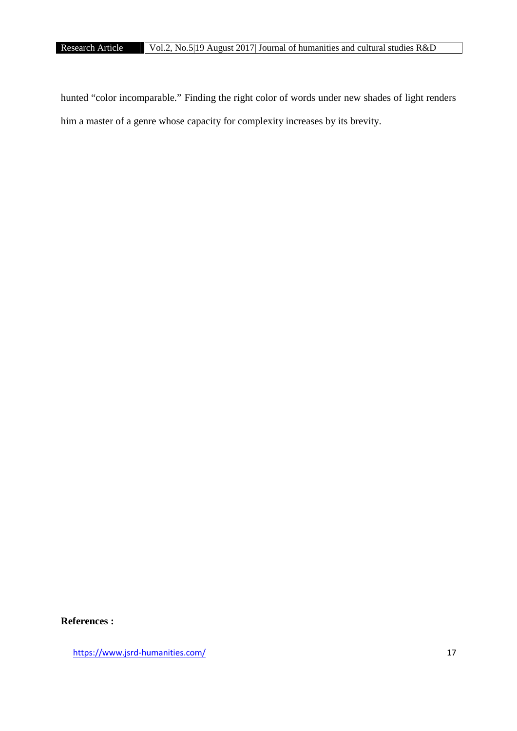hunted “color incomparable.” Finding the right color of words under new shades of light renders him a master of a genre whose capacity for complexity increases by its brevity.

**References :**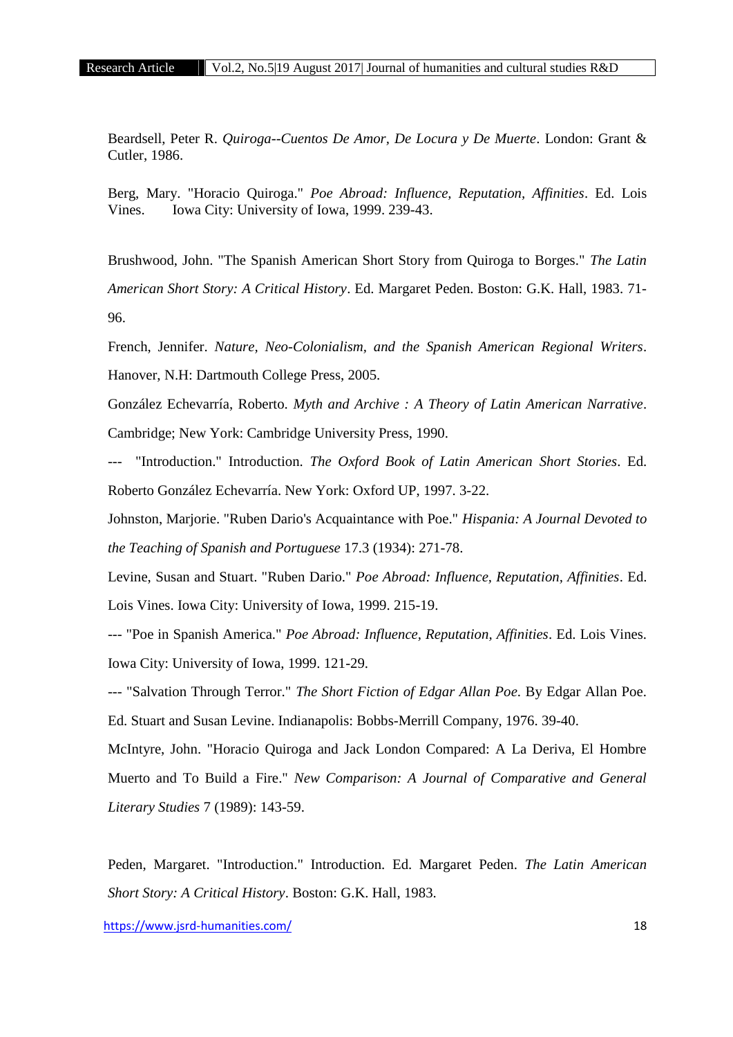Beardsell, Peter R. *Quiroga--Cuentos De Amor, De Locura y De Muerte*. London: Grant & Cutler, 1986.

Berg, Mary. "Horacio Quiroga." *Poe Abroad: Influence, Reputation, Affinities*. Ed. Lois Vines. Iowa City: University of Iowa, 1999. 239-43.

Brushwood, John. "The Spanish American Short Story from Quiroga to Borges." *The Latin American Short Story: A Critical History*. Ed. Margaret Peden. Boston: G.K. Hall, 1983. 71-96.

French, Jennifer. *Nature, Neo-Colonialism, and the Spanish American Regional Writers*. Hanover, N.H: Dartmouth College Press, 2005.

González Echevarría, Roberto. *Myth and Archive : A Theory of Latin American Narrative*. Cambridge; New York: Cambridge University Press, 1990.

--- "Introduction." Introduction. *The Oxford Book of Latin American Short Stories*. Ed. Roberto González Echevarría. New York: Oxford UP, 1997. 3-22.

Johnston, Marjorie. "Ruben Dario's Acquaintance with Poe." *Hispania: A Journal Devoted to the Teaching of Spanish and Portuguese* 17.3 (1934): 271-78.

Levine, Susan and Stuart. "Ruben Dario." *Poe Abroad: Influence, Reputation, Affinities*. Ed. Lois Vines. Iowa City: University of Iowa, 1999. 215-19.

--- "Poe in Spanish America." *Poe Abroad: Influence, Reputation, Affinities*. Ed. Lois Vines. Iowa City: University of Iowa, 1999. 121-29.

--- "Salvation Through Terror." *The Short Fiction of Edgar Allan Poe*. By Edgar Allan Poe. Ed. Stuart and Susan Levine. Indianapolis: Bobbs-Merrill Company, 1976. 39-40.

McIntyre, John. "Horacio Quiroga and Jack London Compared: A La Deriva, El Hombre Muerto and To Build a Fire." *New Comparison: A Journal of Comparative and General Literary Studies* 7 (1989): 143-59.

Peden, Margaret. "Introduction." Introduction. Ed. Margaret Peden. *The Latin American Short Story: A Critical History*. Boston: G.K. Hall, 1983.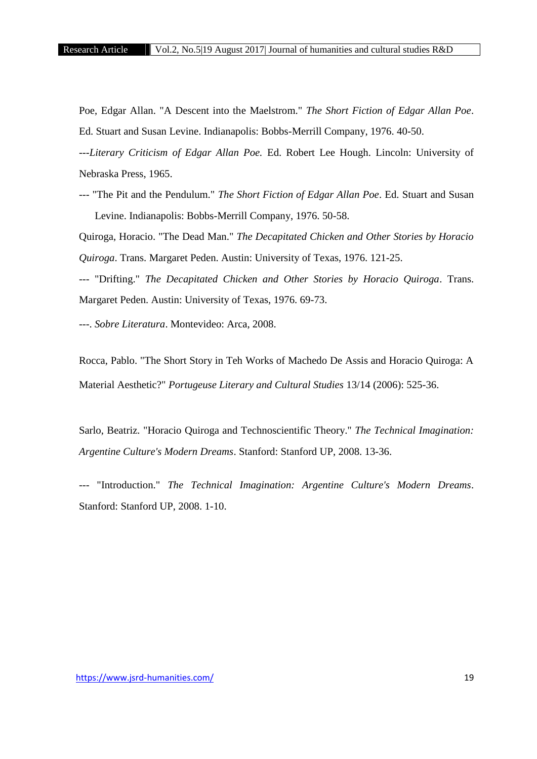Poe, Edgar Allan. "A Descent into the Maelstrom." *The Short Fiction of Edgar Allan Poe*. Ed. Stuart and Susan Levine. Indianapolis: Bobbs-Merrill Company, 1976. 40-50.

---*Literary Criticism of Edgar Allan Poe.* Ed. Robert Lee Hough. Lincoln: University of Nebraska Press, 1965.

--- "The Pit and the Pendulum." *The Short Fiction of Edgar Allan Poe*. Ed. Stuart and Susan Levine. Indianapolis: Bobbs-Merrill Company, 1976. 50-58.

Quiroga, Horacio. "The Dead Man." *The Decapitated Chicken and Other Stories by Horacio Quiroga*. Trans. Margaret Peden. Austin: University of Texas, 1976. 121-25.

--- "Drifting." *The Decapitated Chicken and Other Stories by Horacio Quiroga*. Trans. Margaret Peden. Austin: University of Texas, 1976. 69-73.

---. *Sobre Literatura*. Montevideo: Arca, 2008.

Rocca, Pablo. "The Short Story in Teh Works of Machedo De Assis and Horacio Quiroga: A Material Aesthetic?" *Portugeuse Literary and Cultural Studies* 13/14 (2006): 525-36.

Sarlo, Beatriz. "Horacio Quiroga and Technoscientific Theory." *The Technical Imagination: Argentine Culture's Modern Dreams*. Stanford: Stanford UP, 2008. 13-36.

--- "Introduction." *The Technical Imagination: Argentine Culture's Modern Dreams*. Stanford: Stanford UP, 2008. 1-10.